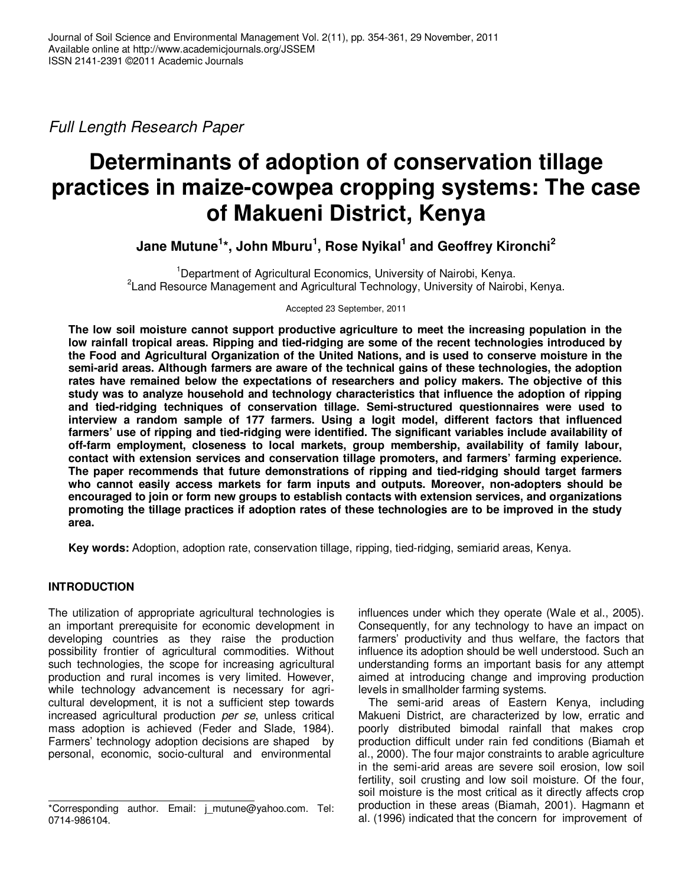Journal of Soil Science and Environmental Management Vol. 2(11), pp. 354-361, 29 November, 2011
Available online at http://www.academicjournals.org/JSSEM
ISSN 2141-2391 ©2011 Academic Journals

*Full Length Research Paper*

# Determinants of adoption of conservation tillage practices in maize-cowpea cropping systems: The case of Makueni District, Kenya

**Jane Mutune[1]*, John Mburu[1], Rose Nyikal[1] and Geoffrey Kironchi[2]**

[1]Department of Agricultural Economics, University of Nairobi, Kenya.
[2]Land Resource Management and Agricultural Technology, University of Nairobi, Kenya.

Accepted 23 September, 2011

**The low soil moisture cannot support productive agriculture to meet the increasing population in the low rainfall tropical areas. Ripping and tied-ridging are some of the recent technologies introduced by the Food and Agricultural Organization of the United Nations, and is used to conserve moisture in the semi-arid areas. Although farmers are aware of the technical gains of these technologies, the adoption rates have remained below the expectations of researchers and policy makers. The objective of this study was to analyze household and technology characteristics that influence the adoption of ripping and tied-ridging techniques of conservation tillage. Semi-structured questionnaires were used to interview a random sample of 177 farmers. Using a logit model, different factors that influenced farmers' use of ripping and tied-ridging were identified. The significant variables include availability of off-farm employment, closeness to local markets, group membership, availability of family labour, contact with extension services and conservation tillage promoters, and farmers' farming experience. The paper recommends that future demonstrations of ripping and tied-ridging should target farmers who cannot easily access markets for farm inputs and outputs. Moreover, non-adopters should be encouraged to join or form new groups to establish contacts with extension services, and organizations promoting the tillage practices if adoption rates of these technologies are to be improved in the study area.**

**Key words:** Adoption, adoption rate, conservation tillage, ripping, tied-ridging, semiarid areas, Kenya.

## INTRODUCTION

The utilization of appropriate agricultural technologies is an important prerequisite for economic development in developing countries as they raise the production possibility frontier of agricultural commodities. Without such technologies, the scope for increasing agricultural production and rural incomes is very limited. However, while technology advancement is necessary for agricultural development, it is not a sufficient step towards increased agricultural production *per se*, unless critical mass adoption is achieved (Feder and Slade, 1984). Farmers' technology adoption decisions are shaped by personal, economic, socio-cultural and environmental influences under which they operate (Wale et al., 2005). Consequently, for any technology to have an impact on farmers' productivity and thus welfare, the factors that influence its adoption should be well understood. Such an understanding forms an important basis for any attempt aimed at introducing change and improving production levels in smallholder farming systems.

The semi-arid areas of Eastern Kenya, including Makueni District, are characterized by low, erratic and poorly distributed bimodal rainfall that makes crop production difficult under rain fed conditions (Biamah et al., 2000). The four major constraints to arable agriculture in the semi-arid areas are severe soil erosion, low soil fertility, soil crusting and low soil moisture. Of the four, soil moisture is the most critical as it directly affects crop production in these areas (Biamah, 2001). Hagmann et al. (1996) indicated that the concern for improvement of

*Corresponding author. Email: j_mutune@yahoo.com. Tel: 0714-986104.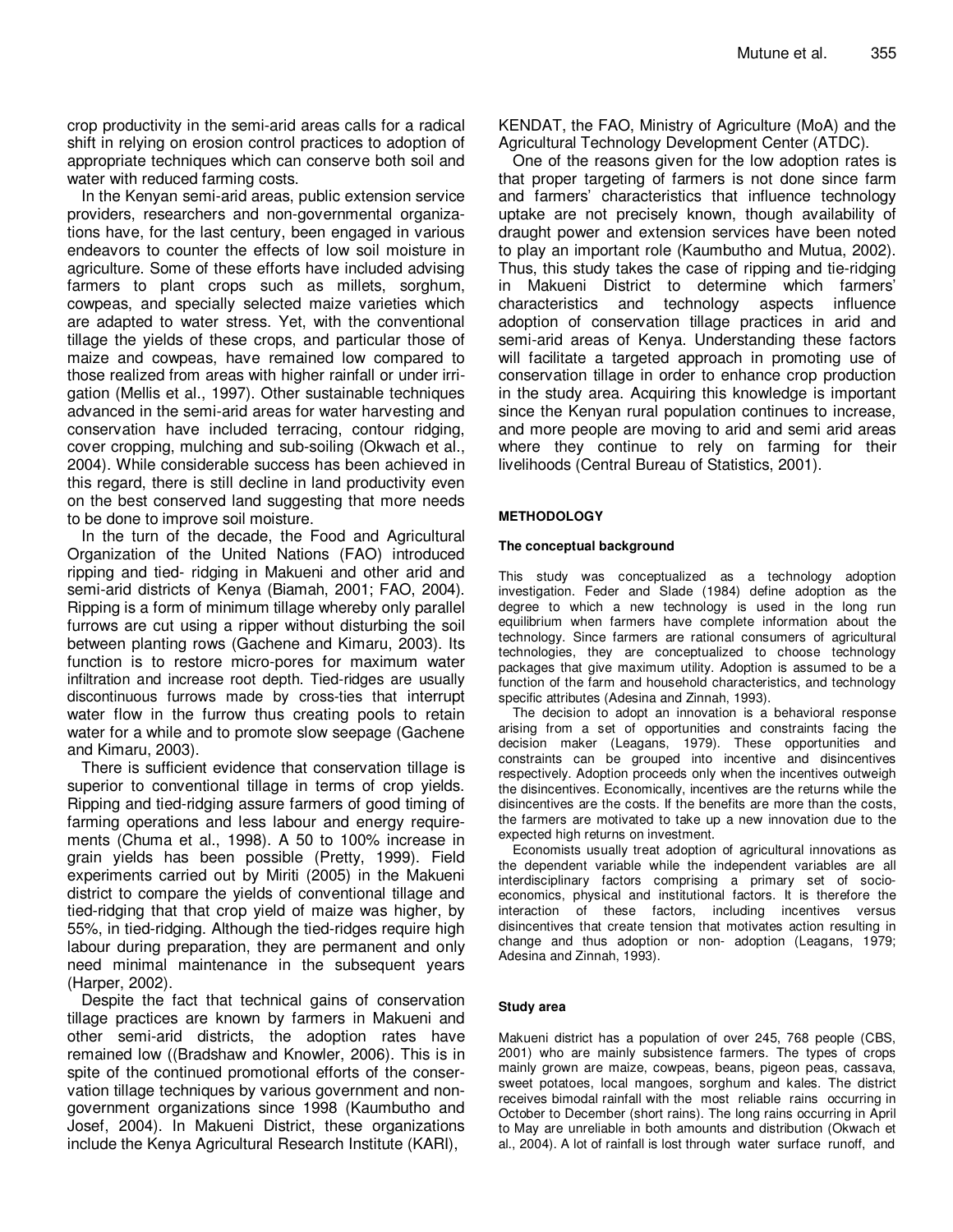crop productivity in the semi-arid areas calls for a radical shift in relying on erosion control practices to adoption of appropriate techniques which can conserve both soil and water with reduced farming costs.

In the Kenyan semi-arid areas, public extension service providers, researchers and non-governmental organizations have, for the last century, been engaged in various endeavors to counter the effects of low soil moisture in agriculture. Some of these efforts have included advising farmers to plant crops such as millets, sorghum, cowpeas, and specially selected maize varieties which are adapted to water stress. Yet, with the conventional tillage the yields of these crops, and particular those of maize and cowpeas, have remained low compared to those realized from areas with higher rainfall or under irrigation (Mellis et al., 1997). Other sustainable techniques advanced in the semi-arid areas for water harvesting and conservation have included terracing, contour ridging, cover cropping, mulching and sub-soiling (Okwach et al., 2004). While considerable success has been achieved in this regard, there is still decline in land productivity even on the best conserved land suggesting that more needs to be done to improve soil moisture.

In the turn of the decade, the Food and Agricultural Organization of the United Nations (FAO) introduced ripping and tied- ridging in Makueni and other arid and semi-arid districts of Kenya (Biamah, 2001; FAO, 2004). Ripping is a form of minimum tillage whereby only parallel furrows are cut using a ripper without disturbing the soil between planting rows (Gachene and Kimaru, 2003). Its function is to restore micro-pores for maximum water infiltration and increase root depth. Tied-ridges are usually discontinuous furrows made by cross-ties that interrupt water flow in the furrow thus creating pools to retain water for a while and to promote slow seepage (Gachene and Kimaru, 2003).

There is sufficient evidence that conservation tillage is superior to conventional tillage in terms of crop yields. Ripping and tied-ridging assure farmers of good timing of farming operations and less labour and energy requirements (Chuma et al., 1998). A 50 to 100% increase in grain yields has been possible (Pretty, 1999). Field experiments carried out by Miriti (2005) in the Makueni district to compare the yields of conventional tillage and tied-ridging that that crop yield of maize was higher, by 55%, in tied-ridging. Although the tied-ridges require high labour during preparation, they are permanent and only need minimal maintenance in the subsequent years (Harper, 2002).

Despite the fact that technical gains of conservation tillage practices are known by farmers in Makueni and other semi-arid districts, the adoption rates have remained low ((Bradshaw and Knowler, 2006). This is in spite of the continued promotional efforts of the conservation tillage techniques by various government and non-government organizations since 1998 (Kaumbutho and Josef, 2004). In Makueni District, these organizations include the Kenya Agricultural Research Institute (KARI), KENDAT, the FAO, Ministry of Agriculture (MoA) and the Agricultural Technology Development Center (ATDC).

One of the reasons given for the low adoption rates is that proper targeting of farmers is not done since farm and farmers' characteristics that influence technology uptake are not precisely known, though availability of draught power and extension services have been noted to play an important role (Kaumbutho and Mutua, 2002). Thus, this study takes the case of ripping and tie-ridging in Makueni District to determine which farmers' characteristics and technology aspects influence adoption of conservation tillage practices in arid and semi-arid areas of Kenya. Understanding these factors will facilitate a targeted approach in promoting use of conservation tillage in order to enhance crop production in the study area. Acquiring this knowledge is important since the Kenyan rural population continues to increase, and more people are moving to arid and semi arid areas where they continue to rely on farming for their livelihoods (Central Bureau of Statistics, 2001).

## METHODOLOGY

### The conceptual background

This study was conceptualized as a technology adoption investigation. Feder and Slade (1984) define adoption as the degree to which a new technology is used in the long run equilibrium when farmers have complete information about the technology. Since farmers are rational consumers of agricultural technologies, they are conceptualized to choose technology packages that give maximum utility. Adoption is assumed to be a function of the farm and household characteristics, and technology specific attributes (Adesina and Zinnah, 1993).

The decision to adopt an innovation is a behavioral response arising from a set of opportunities and constraints facing the decision maker (Leagans, 1979). These opportunities and constraints can be grouped into incentive and disincentives respectively. Adoption proceeds only when the incentives outweigh the disincentives. Economically, incentives are the returns while the disincentives are the costs. If the benefits are more than the costs, the farmers are motivated to take up a new innovation due to the expected high returns on investment.

Economists usually treat adoption of agricultural innovations as the dependent variable while the independent variables are all interdisciplinary factors comprising a primary set of socio-economics, physical and institutional factors. It is therefore the interaction of these factors, including incentives versus disincentives that create tension that motivates action resulting in change and thus adoption or non- adoption (Leagans, 1979; Adesina and Zinnah, 1993).

### Study area

Makueni district has a population of over 245, 768 people (CBS, 2001) who are mainly subsistence farmers. The types of crops mainly grown are maize, cowpeas, beans, pigeon peas, cassava, sweet potatoes, local mangoes, sorghum and kales. The district receives bimodal rainfall with the most reliable rains occurring in October to December (short rains). The long rains occurring in April to May are unreliable in both amounts and distribution (Okwach et al., 2004). A lot of rainfall is lost through water surface runoff, and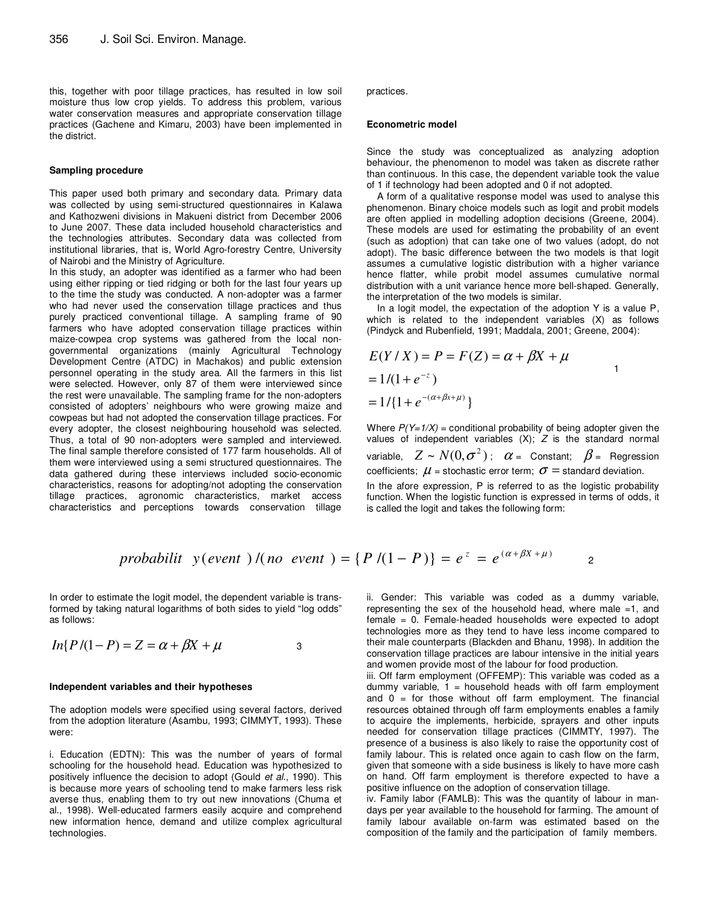this, together with poor tillage practices, has resulted in low soil moisture thus low crop yields. To address this problem, various water conservation measures and appropriate conservation tillage practices (Gachene and Kimaru, 2003) have been implemented in the district.

### Sampling procedure

This paper used both primary and secondary data. Primary data was collected by using semi-structured questionnaires in Kalawa and Kathozweni divisions in Makueni district from December 2006 to June 2007. These data included household characteristics and the technologies attributes. Secondary data was collected from institutional libraries, that is, World Agro-forestry Centre, University of Nairobi and the Ministry of Agriculture.

In this study, an adopter was identified as a farmer who had been using either ripping or tied ridging or both for the last four years up to the time the study was conducted. A non-adopter was a farmer who had never used the conservation tillage practices and thus purely practiced conventional tillage. A sampling frame of 90 farmers who have adopted conservation tillage practices within maize-cowpea crop systems was gathered from the local non-governmental organizations (mainly Agricultural Technology Development Centre (ATDC) in Machakos) and public extension personnel operating in the study area. All the farmers in this list were selected. However, only 87 of them were interviewed since the rest were unavailable. The sampling frame for the non-adopters consisted of adopters' neighbours who were growing maize and cowpeas but had not adopted the conservation tillage practices. For every adopter, the closest neighbouring household was selected. Thus, a total of 90 non-adopters were sampled and interviewed. The final sample therefore consisted of 177 farm households. All of them were interviewed using a semi structured questionnaires. The data gathered during these interviews included socio-economic characteristics, reasons for adopting/not adopting the conservation tillage practices, agronomic characteristics, market access characteristics and perceptions towards conservation tillage practices.

### Econometric model

Since the study was conceptualized as analyzing adoption behaviour, the phenomenon to model was taken as discrete rather than continuous. In this case, the dependent variable took the value of 1 if technology had been adopted and 0 if not adopted.

A form of a qualitative response model was used to analyse this phenomenon. Binary choice models such as logit and probit models are often applied in modelling adoption decisions (Greene, 2004). These models are used for estimating the probability of an event (such as adoption) that can take one of two values (adopt, do not adopt). The basic difference between the two models is that logit assumes a cumulative logistic distribution with a higher variance hence flatter, while probit model assumes cumulative normal distribution with a unit variance hence more bell-shaped. Generally, the interpretation of the two models is similar.

In a logit model, the expectation of the adoption Y is a value P, which is related to the independent variables (X) as follows (Pindyck and Rubenfield, 1991; Maddala, 2001; Greene, 2004):

$$
\begin{aligned}
E(Y/X) &= P = F(Z) = \alpha + \beta X + \mu \\
&= 1/(1+e^{-z}) \\
&= 1/\{1+e^{-(\alpha+\beta x+\mu)}\}
\end{aligned} \qquad 1
$$

Where $P(Y=1/X)$ = conditional probability of being adopter given the values of independent variables (X); $Z$ is the standard normal variable, $Z \sim N(0,\sigma^2)$; $\alpha$ = Constant; $\beta$ = Regression coefficients; $\mu$ = stochastic error term; $\sigma$ = standard deviation.

In the afore expression, P is referred to as the logistic probability function. When the logistic function is expressed in terms of odds, it is called the logit and takes the following form:

$$
probability(event)/(no\ event) = \{P/(1-P)\} = e^{z} = e^{(\alpha+\beta X+\mu)} \qquad 2
$$

In order to estimate the logit model, the dependent variable is transformed by taking natural logarithms of both sides to yield "log odds" as follows:

$$
In\{P/(1-P) = Z = \alpha + \beta X + \mu \qquad 3
$$

### Independent variables and their hypotheses

The adoption models were specified using several factors, derived from the adoption literature (Asambu, 1993; CIMMYT, 1993). These were:

i. Education (EDTN): This was the number of years of formal schooling for the household head. Education was hypothesized to positively influence the decision to adopt (Gould *et al*., 1990). This is because more years of schooling tend to make farmers less risk averse thus, enabling them to try out new innovations (Chuma et al., 1998). Well-educated farmers easily acquire and comprehend new information hence, demand and utilize complex agricultural technologies.

ii. Gender: This variable was coded as a dummy variable, representing the sex of the household head, where male =1, and female = 0. Female-headed households were expected to adopt technologies more as they tend to have less income compared to their male counterparts (Blackden and Bhanu, 1998). In addition the conservation tillage practices are labour intensive in the initial years and women provide most of the labour for food production.

iii. Off farm employment (OFFEMP): This variable was coded as a dummy variable, 1 = household heads with off farm employment and 0 = for those without off farm employment. The financial resources obtained through off farm employments enables a family to acquire the implements, herbicide, sprayers and other inputs needed for conservation tillage practices (CIMMTY, 1997). The presence of a business is also likely to raise the opportunity cost of family labour. This is related once again to cash flow on the farm, given that someone with a side business is likely to have more cash on hand. Off farm employment is therefore expected to have a positive influence on the adoption of conservation tillage.

iv. Family labor (FAMLB): This was the quantity of labour in man-days per year available to the household for farming. The amount of family labour available on-farm was estimated based on the composition of the family and the participation of family members.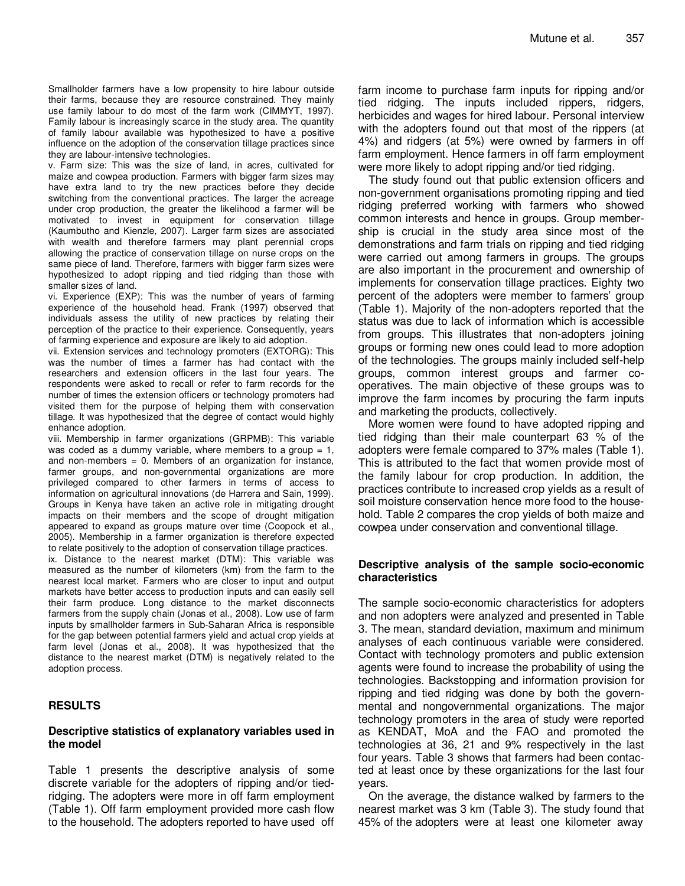Smallholder farmers have a low propensity to hire labour outside their farms, because they are resource constrained. They mainly use family labour to do most of the farm work (CIMMYT, 1997). Family labour is increasingly scarce in the study area. The quantity of family labour available was hypothesized to have a positive influence on the adoption of the conservation tillage practices since they are labour-intensive technologies.

v. Farm size: This was the size of land, in acres, cultivated for maize and cowpea production. Farmers with bigger farm sizes may have extra land to try the new practices before they decide switching from the conventional practices. The larger the acreage under crop production, the greater the likelihood a farmer will be motivated to invest in equipment for conservation tillage (Kaumbutho and Kienzle, 2007). Larger farm sizes are associated with wealth and therefore farmers may plant perennial crops allowing the practice of conservation tillage on nurse crops on the same piece of land. Therefore, farmers with bigger farm sizes were hypothesized to adopt ripping and tied ridging than those with smaller sizes of land.

vi. Experience (EXP): This was the number of years of farming experience of the household head. Frank (1997) observed that individuals assess the utility of new practices by relating their perception of the practice to their experience. Consequently, years of farming experience and exposure are likely to aid adoption.

vii. Extension services and technology promoters (EXTORG): This was the number of times a farmer has had contact with the researchers and extension officers in the last four years. The respondents were asked to recall or refer to farm records for the number of times the extension officers or technology promoters had visited them for the purpose of helping them with conservation tillage. It was hypothesized that the degree of contact would highly enhance adoption.

viii. Membership in farmer organizations (GRPMB): This variable was coded as a dummy variable, where members to a group = 1, and non-members = 0. Members of an organization for instance, farmer groups, and non-governmental organizations are more privileged compared to other farmers in terms of access to information on agricultural innovations (de Harrera and Sain, 1999). Groups in Kenya have taken an active role in mitigating drought impacts on their members and the scope of drought mitigation appeared to expand as groups mature over time (Coopock et al., 2005). Membership in a farmer organization is therefore expected to relate positively to the adoption of conservation tillage practices.

ix. Distance to the nearest market (DTM): This variable was measured as the number of kilometers (km) from the farm to the nearest local market. Farmers who are closer to input and output markets have better access to production inputs and can easily sell their farm produce. Long distance to the market disconnects farmers from the supply chain (Jonas et al., 2008). Low use of farm inputs by smallholder farmers in Sub-Saharan Africa is responsible for the gap between potential farmers yield and actual crop yields at farm level (Jonas et al., 2008). It was hypothesized that the distance to the nearest market (DTM) is negatively related to the adoption process.

## RESULTS

### Descriptive statistics of explanatory variables used in the model

Table 1 presents the descriptive analysis of some discrete variable for the adopters of ripping and/or tied-ridging. The adopters were more in off farm employment (Table 1). Off farm employment provided more cash flow to the household. The adopters reported to have used off farm income to purchase farm inputs for ripping and/or tied ridging. The inputs included rippers, ridgers, herbicides and wages for hired labour. Personal interview with the adopters found out that most of the rippers (at 4%) and ridgers (at 5%) were owned by farmers in off farm employment. Hence farmers in off farm employment were more likely to adopt ripping and/or tied ridging.

The study found out that public extension officers and non-government organisations promoting ripping and tied ridging preferred working with farmers who showed common interests and hence in groups. Group membership is crucial in the study area since most of the demonstrations and farm trials on ripping and tied ridging were carried out among farmers in groups. The groups are also important in the procurement and ownership of implements for conservation tillage practices. Eighty two percent of the adopters were member to farmers' group (Table 1). Majority of the non-adopters reported that the status was due to lack of information which is accessible from groups. This illustrates that non-adopters joining groups or forming new ones could lead to more adoption of the technologies. The groups mainly included self-help groups, common interest groups and farmer co-operatives. The main objective of these groups was to improve the farm incomes by procuring the farm inputs and marketing the products, collectively.

More women were found to have adopted ripping and tied ridging than their male counterpart 63 % of the adopters were female compared to 37% males (Table 1). This is attributed to the fact that women provide most of the family labour for crop production. In addition, the practices contribute to increased crop yields as a result of soil moisture conservation hence more food to the household. Table 2 compares the crop yields of both maize and cowpea under conservation and conventional tillage.

### Descriptive analysis of the sample socio-economic characteristics

The sample socio-economic characteristics for adopters and non adopters were analyzed and presented in Table 3. The mean, standard deviation, maximum and minimum analyses of each continuous variable were considered. Contact with technology promoters and public extension agents were found to increase the probability of using the technologies. Backstopping and information provision for ripping and tied ridging was done by both the governmental and nongovernmental organizations. The major technology promoters in the area of study were reported as KENDAT, MoA and the FAO and promoted the technologies at 36, 21 and 9% respectively in the last four years. Table 3 shows that farmers had been contacted at least once by these organizations for the last four years.

On the average, the distance walked by farmers to the nearest market was 3 km (Table 3). The study found that 45% of the adopters were at least one kilometer away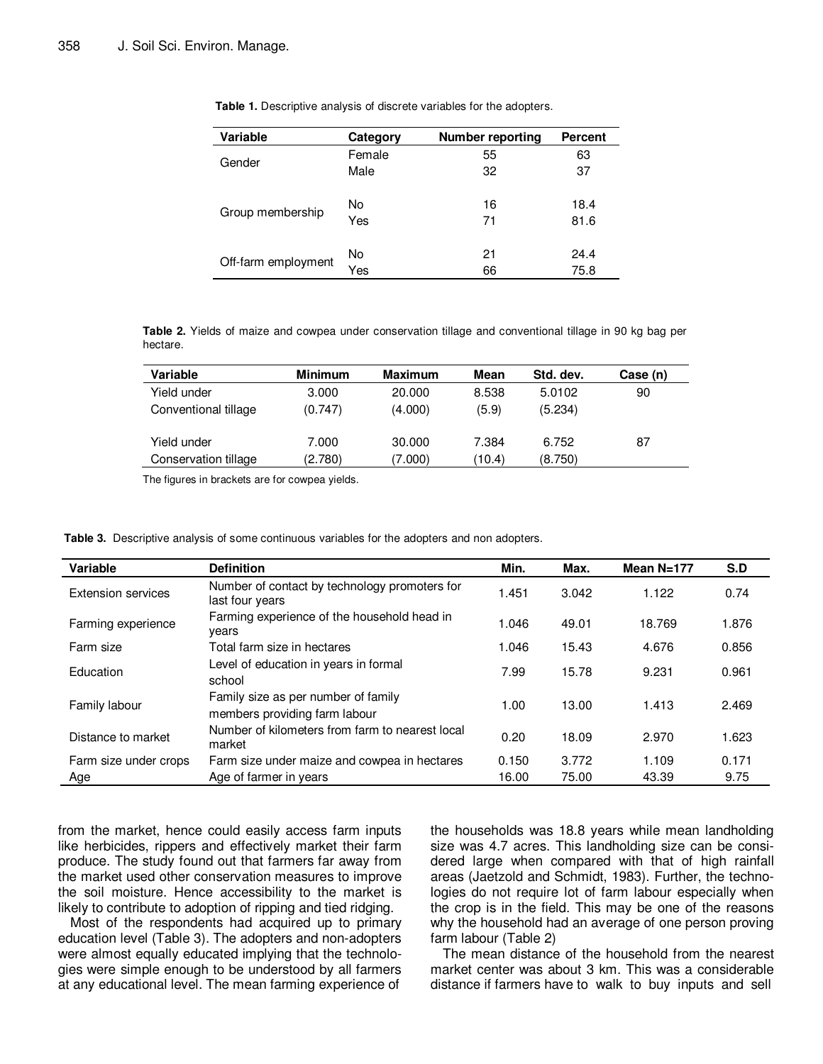**Table 1.** Descriptive analysis of discrete variables for the adopters.

| Variable | Category | Number reporting | Percent |
|---|---|---|---|
| Gender | Female | 55 | 63 |
| | Male | 32 | 37 |
| Group membership | No | 16 | 18.4 |
| | Yes | 71 | 81.6 |
| Off-farm employment | No | 21 | 24.4 |
| | Yes | 66 | 75.8 |

**Table 2.** Yields of maize and cowpea under conservation tillage and conventional tillage in 90 kg bag per hectare.

| Variable | Minimum | Maximum | Mean | Std. dev. | Case (n) |
|---|---|---|---|---|---|
| Yield under | 3.000 | 20.000 | 8.538 | 5.0102 | 90 |
| Conventional tillage | (0.747) | (4.000) | (5.9) | (5.234) | |
| Yield under | 7.000 | 30.000 | 7.384 | 6.752 | 87 |
| Conservation tillage | (2.780) | (7.000) | (10.4) | (8.750) | |

The figures in brackets are for cowpea yields.

**Table 3.** Descriptive analysis of some continuous variables for the adopters and non adopters.

| Variable | Definition | Min. | Max. | Mean N=177 | S.D |
|---|---|---|---|---|---|
| Extension services | Number of contact by technology promoters for last four years | 1.451 | 3.042 | 1.122 | 0.74 |
| Farming experience | Farming experience of the household head in years | 1.046 | 49.01 | 18.769 | 1.876 |
| Farm size | Total farm size in hectares | 1.046 | 15.43 | 4.676 | 0.856 |
| Education | Level of education in years in formal school | 7.99 | 15.78 | 9.231 | 0.961 |
| Family labour | Family size as per number of family members providing farm labour | 1.00 | 13.00 | 1.413 | 2.469 |
| Distance to market | Number of kilometers from farm to nearest local market | 0.20 | 18.09 | 2.970 | 1.623 |
| Farm size under crops | Farm size under maize and cowpea in hectares | 0.150 | 3.772 | 1.109 | 0.171 |
| Age | Age of farmer in years | 16.00 | 75.00 | 43.39 | 9.75 |

from the market, hence could easily access farm inputs like herbicides, rippers and effectively market their farm produce. The study found out that farmers far away from the market used other conservation measures to improve the soil moisture. Hence accessibility to the market is likely to contribute to adoption of ripping and tied ridging.

Most of the respondents had acquired up to primary education level (Table 3). The adopters and non-adopters were almost equally educated implying that the technologies were simple enough to be understood by all farmers at any educational level. The mean farming experience of the households was 18.8 years while mean landholding size was 4.7 acres. This landholding size can be considered large when compared with that of high rainfall areas (Jaetzold and Schmidt, 1983). Further, the technologies do not require lot of farm labour especially when the crop is in the field. This may be one of the reasons why the household had an average of one person proving farm labour (Table 2)

The mean distance of the household from the nearest market center was about 3 km. This was a considerable distance if farmers have to walk to buy inputs and sell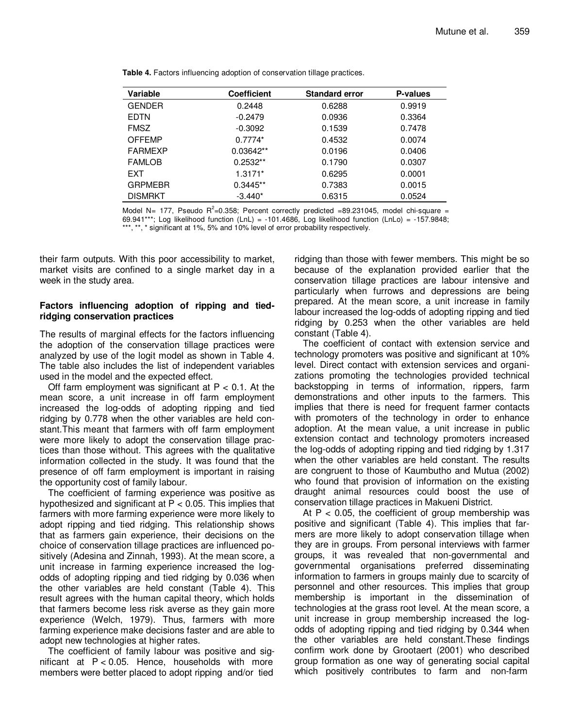**Table 4.** Factors influencing adoption of conservation tillage practices.

| Variable | Coefficient | Standard error | P-values |
|---|---|---|---|
| GENDER | 0.2448 | 0.6288 | 0.9919 |
| EDTN | -0.2479 | 0.0936 | 0.3364 |
| FMSZ | -0.3092 | 0.1539 | 0.7478 |
| OFFEMP | 0.7774* | 0.4532 | 0.0074 |
| FARMEXP | 0.03642** | 0.0196 | 0.0406 |
| FAMLOB | 0.2532** | 0.1790 | 0.0307 |
| EXT | 1.3171* | 0.6295 | 0.0001 |
| GRPMEBR | 0.3445** | 0.7383 | 0.0015 |
| DISMRKT | -3.440* | 0.6315 | 0.0524 |

Model N= 177, Pseudo $R^2$=0.358; Percent correctly predicted =89.231045, model chi-square = 69.941***; Log likelihood function (LnL) = -101.4686, Log likelihood function (LnLo) = -157.9848; ***, **, * significant at 1%, 5% and 10% level of error probability respectively.

their farm outputs. With this poor accessibility to market, market visits are confined to a single market day in a week in the study area.

### Factors influencing adoption of ripping and tied-ridging conservation practices

The results of marginal effects for the factors influencing the adoption of the conservation tillage practices were analyzed by use of the logit model as shown in Table 4. The table also includes the list of independent variables used in the model and the expected effect.

Off farm employment was significant at $P < 0.1$. At the mean score, a unit increase in off farm employment increased the log-odds of adopting ripping and tied ridging by 0.778 when the other variables are held constant.This meant that farmers with off farm employment were more likely to adopt the conservation tillage practices than those without. This agrees with the qualitative information collected in the study. It was found that the presence of off farm employment is important in raising the opportunity cost of family labour.

The coefficient of farming experience was positive as hypothesized and significant at $P < 0.05$. This implies that farmers with more farming experience were more likely to adopt ripping and tied ridging. This relationship shows that as farmers gain experience, their decisions on the choice of conservation tillage practices are influenced positively (Adesina and Zinnah, 1993). At the mean score, a unit increase in farming experience increased the log-odds of adopting ripping and tied ridging by 0.036 when the other variables are held constant (Table 4). This result agrees with the human capital theory, which holds that farmers become less risk averse as they gain more experience (Welch, 1979). Thus, farmers with more farming experience make decisions faster and are able to adopt new technologies at higher rates.

The coefficient of family labour was positive and significant at $P < 0.05$. Hence, households with more members were better placed to adopt ripping and/or tied ridging than those with fewer members. This might be so because of the explanation provided earlier that the conservation tillage practices are labour intensive and particularly when furrows and depressions are being prepared. At the mean score, a unit increase in family labour increased the log-odds of adopting ripping and tied ridging by 0.253 when the other variables are held constant (Table 4).

The coefficient of contact with extension service and technology promoters was positive and significant at 10% level. Direct contact with extension services and organizations promoting the technologies provided technical backstopping in terms of information, rippers, farm demonstrations and other inputs to the farmers. This implies that there is need for frequent farmer contacts with promoters of the technology in order to enhance adoption. At the mean value, a unit increase in public extension contact and technology promoters increased the log-odds of adopting ripping and tied ridging by 1.317 when the other variables are held constant. The results are congruent to those of Kaumbutho and Mutua (2002) who found that provision of information on the existing draught animal resources could boost the use of conservation tillage practices in Makueni District.

At $P < 0.05$, the coefficient of group membership was positive and significant (Table 4). This implies that farmers are more likely to adopt conservation tillage when they are in groups. From personal interviews with farmer groups, it was revealed that non-governmental and governmental organisations preferred disseminating information to farmers in groups mainly due to scarcity of personnel and other resources. This implies that group membership is important in the dissemination of technologies at the grass root level. At the mean score, a unit increase in group membership increased the log-odds of adopting ripping and tied ridging by 0.344 when the other variables are held constant.These findings confirm work done by Grootaert (2001) who described group formation as one way of generating social capital which positively contributes to farm and non-farm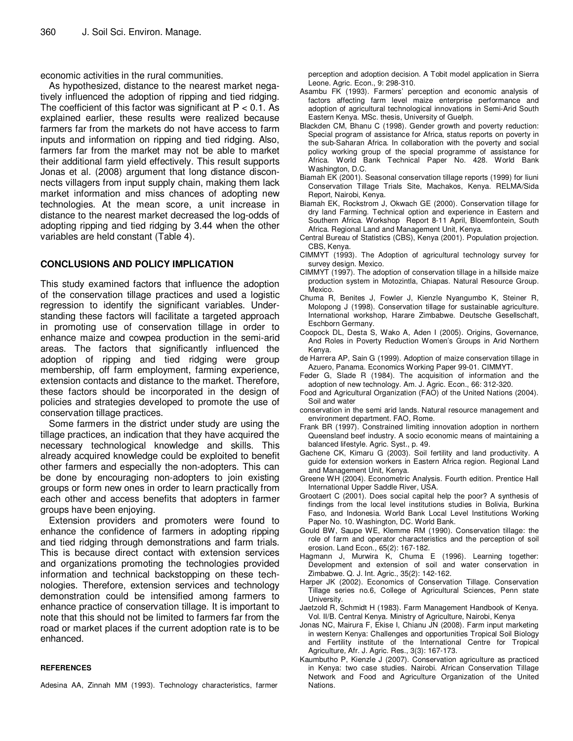economic activities in the rural communities.

As hypothesized, distance to the nearest market negatively influenced the adoption of ripping and tied ridging. The coefficient of this factor was significant at $P < 0.1$. As explained earlier, these results were realized because farmers far from the markets do not have access to farm inputs and information on ripping and tied ridging. Also, farmers far from the market may not be able to market their additional farm yield effectively. This result supports Jonas et al. (2008) argument that long distance disconnects villagers from input supply chain, making them lack market information and miss chances of adopting new technologies. At the mean score, a unit increase in distance to the nearest market decreased the log-odds of adopting ripping and tied ridging by 3.44 when the other variables are held constant (Table 4).

## CONCLUSIONS AND POLICY IMPLICATION

This study examined factors that influence the adoption of the conservation tillage practices and used a logistic regression to identify the significant variables. Understanding these factors will facilitate a targeted approach in promoting use of conservation tillage in order to enhance maize and cowpea production in the semi-arid areas. The factors that significantly influenced the adoption of ripping and tied ridging were group membership, off farm employment, farming experience, extension contacts and distance to the market. Therefore, these factors should be incorporated in the design of policies and strategies developed to promote the use of conservation tillage practices.

Some farmers in the district under study are using the tillage practices, an indication that they have acquired the necessary technological knowledge and skills. This already acquired knowledge could be exploited to benefit other farmers and especially the non-adopters. This can be done by encouraging non-adopters to join existing groups or form new ones in order to learn practically from each other and access benefits that adopters in farmer groups have been enjoying.

Extension providers and promoters were found to enhance the confidence of farmers in adopting ripping and tied ridging through demonstrations and farm trials. This is because direct contact with extension services and organizations promoting the technologies provided information and technical backstopping on these technologies. Therefore, extension services and technology demonstration could be intensified among farmers to enhance practice of conservation tillage. It is important to note that this should not be limited to farmers far from the road or market places if the current adoption rate is to be enhanced.

### REFERENCES

Adesina AA, Zinnah MM (1993). Technology characteristics, farmer perception and adoption decision. A Tobit model application in Sierra Leone. Agric. Econ., 9: 298-310.

Asambu FK (1993). Farmers' perception and economic analysis of factors affecting farm level maize enterprise performance and adoption of agricultural technological innovations in Semi-Arid South Eastern Kenya. MSc. thesis, University of Guelph.

Blackden CM, Bhanu C (1998). Gender growth and poverty reduction: Special program of assistance for Africa, status reports on poverty in the sub-Saharan Africa. In collaboration with the poverty and social policy working group of the special programme of assistance for Africa. World Bank Technical Paper No. 428. World Bank Washington, D.C.

Biamah EK (2001). Seasonal conservation tillage reports (1999) for Iiuni Conservation Tillage Trials Site, Machakos, Kenya. RELMA/Sida Report, Nairobi, Kenya.

Biamah EK, Rockstrom J, Okwach GE (2000). Conservation tillage for dry land Farming. Technical option and experience in Eastern and Southern Africa. Workshop Report 8-11 April, Bloemfontein, South Africa. Regional Land and Management Unit, Kenya.

Central Bureau of Statistics (CBS), Kenya (2001). Population projection. CBS, Kenya.

CIMMYT (1993). The Adoption of agricultural technology survey for survey design. Mexico.

CIMMYT (1997). The adoption of conservation tillage in a hillside maize production system in Motozintla, Chiapas. Natural Resource Group. Mexico.

Chuma R, Benites J, Fowler J, Kienzle Nyangumbo K, Steiner R, Molopong J (1998). Conservation tillage for sustainable agriculture. International workshop, Harare Zimbabwe. Deutsche Gesellschaft, Eschborn Germany.

Coopock DL, Desta S, Wako A, Aden I (2005). Origins, Governance, And Roles in Poverty Reduction Women's Groups in Arid Northern Kenya.

de Harrera AP, Sain G (1999). Adoption of maize conservation tillage in Azuero, Panama. Economics Working Paper 99-01. CIMMYT.

Feder G, Slade R (1984). The acquisition of information and the adoption of new technology. Am. J. Agric. Econ., 66: 312-320.

Food and Agricultural Organization (FAO) of the United Nations (2004). Soil and water conservation in the semi arid lands. Natural resource management and environment department. FAO, Rome.

Frank BR (1997). Constrained limiting innovation adoption in northern Queensland beef industry. A socio economic means of maintaining a balanced lifestyle. Agric. Syst., p. 49.

Gachene CK, Kimaru G (2003). Soil fertility and land productivity. A guide for extension workers in Eastern Africa region. Regional Land and Management Unit, Kenya.

Greene WH (2004). Econometric Analysis. Fourth edition. Prentice Hall International Upper Saddle River, USA.

Grootaert C (2001). Does social capital help the poor? A synthesis of findings from the local level institutions studies in Bolivia, Burkina Faso, and Indonesia. World Bank Local Level Institutions Working Paper No. 10. Washington, DC. World Bank.

Gould BW, Saupe WE, Klemme RM (1990). Conservation tillage: the role of farm and operator characteristics and the perception of soil erosion. Land Econ., 65(2): 167-182.

Hagmann J, Murwira K, Chuma E (1996). Learning together: Development and extension of soil and water conservation in Zimbabwe. Q. J. Int. Agric., 35(2): 142-162.

Harper JK (2002). Economics of Conservation Tillage. Conservation Tillage series no.6, College of Agricultural Sciences, Penn state University.

Jaetzold R, Schmidt H (1983). Farm Management Handbook of Kenya. Vol. II/B. Central Kenya. Ministry of Agriculture, Nairobi, Kenya

Jonas NC, Mairura F, Ekise I, Chianu JN (2008). Farm input marketing in western Kenya: Challenges and opportunities Tropical Soil Biology and Fertility institute of the International Centre for Tropical Agriculture, Afr. J. Agric. Res., 3(3): 167-173.

Kaumbutho P, Kienzle J (2007). Conservation agriculture as practiced in Kenya: two case studies. Nairobi. African Conservation Tillage Network and Food and Agriculture Organization of the United Nations.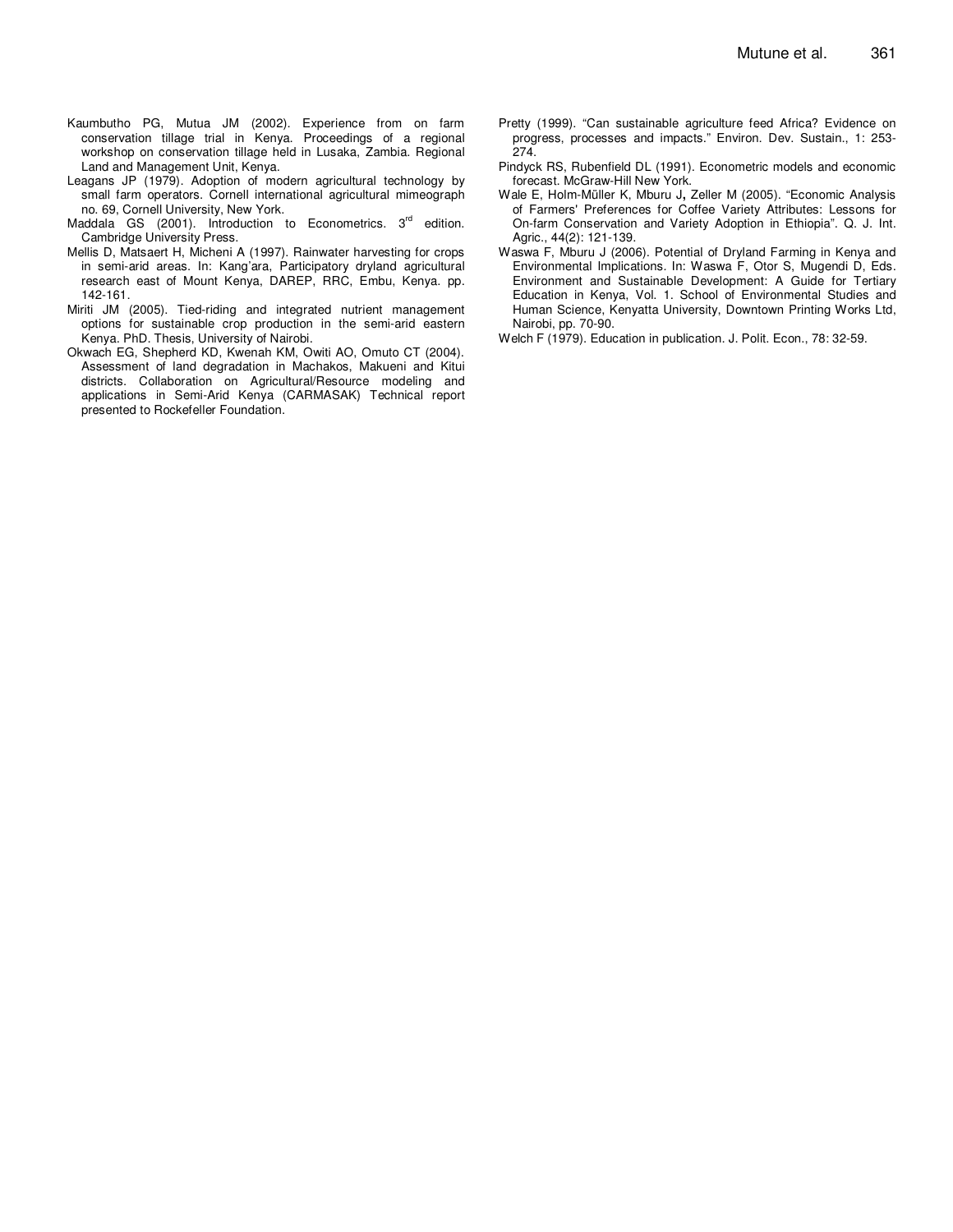Kaumbutho PG, Mutua JM (2002). Experience from on farm conservation tillage trial in Kenya. Proceedings of a regional workshop on conservation tillage held in Lusaka, Zambia. Regional Land and Management Unit, Kenya.

Leagans JP (1979). Adoption of modern agricultural technology by small farm operators. Cornell international agricultural mimeograph no. 69, Cornell University, New York.

Maddala GS (2001). Introduction to Econometrics. 3rd edition. Cambridge University Press.

Mellis D, Matsaert H, Micheni A (1997). Rainwater harvesting for crops in semi-arid areas. In: Kang'ara, Participatory dryland agricultural research east of Mount Kenya, DAREP, RRC, Embu, Kenya. pp. 142-161.

Miriti JM (2005). Tied-riding and integrated nutrient management options for sustainable crop production in the semi-arid eastern Kenya. PhD. Thesis, University of Nairobi.

Okwach EG, Shepherd KD, Kwenah KM, Owiti AO, Omuto CT (2004). Assessment of land degradation in Machakos, Makueni and Kitui districts. Collaboration on Agricultural/Resource modeling and applications in Semi-Arid Kenya (CARMASAK) Technical report presented to Rockefeller Foundation.

Pretty (1999). "Can sustainable agriculture feed Africa? Evidence on progress, processes and impacts." Environ. Dev. Sustain., 1: 253-274.

Pindyck RS, Rubenfield DL (1991). Econometric models and economic forecast. McGraw-Hill New York.

Wale E, Holm-Mũller K, Mburu J, Zeller M (2005). "Economic Analysis of Farmers' Preferences for Coffee Variety Attributes: Lessons for On-farm Conservation and Variety Adoption in Ethiopia". Q. J. Int. Agric., 44(2): 121-139.

Waswa F, Mburu J (2006). Potential of Dryland Farming in Kenya and Environmental Implications. In: Waswa F, Otor S, Mugendi D, Eds. Environment and Sustainable Development: A Guide for Tertiary Education in Kenya, Vol. 1. School of Environmental Studies and Human Science, Kenyatta University, Downtown Printing Works Ltd, Nairobi, pp. 70-90.

Welch F (1979). Education in publication. J. Polit. Econ., 78: 32-59.